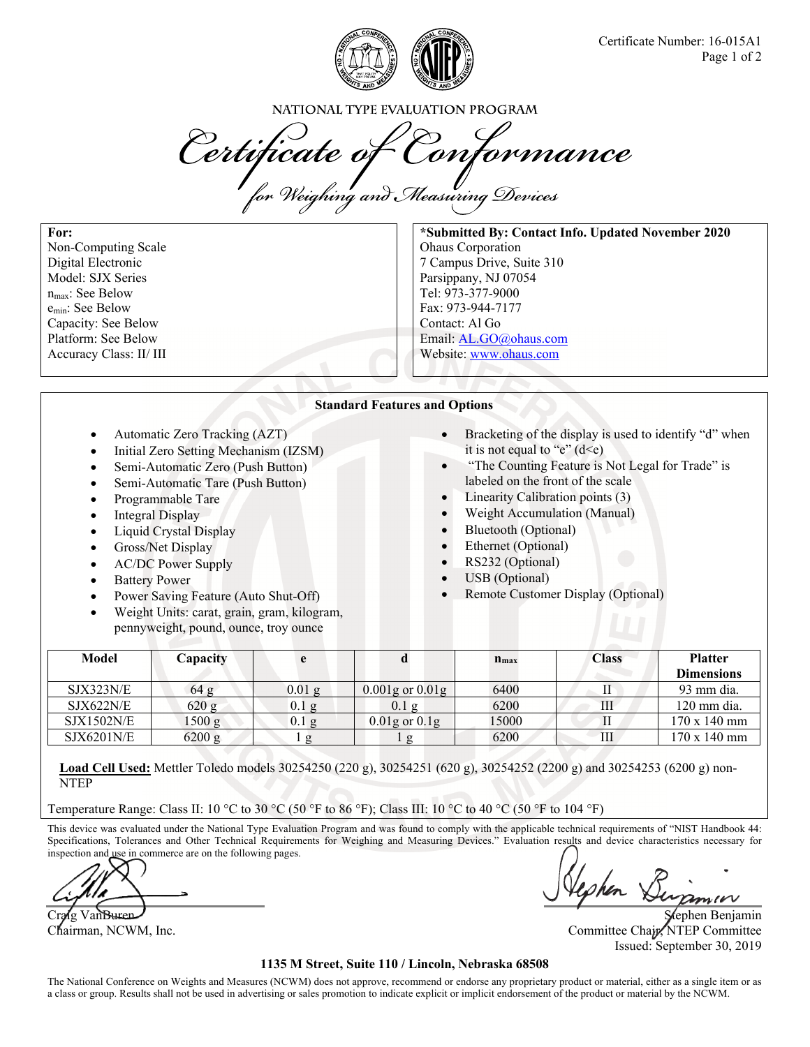Certificate Number: 16-015A1

NATIONAL TYPE EVALUATION PROGRAM

# Certificate of Conformance

## for Weighing and Measuring Devices

**For:**
Non-Computing Scale
Digital Electronic
Model: SJX Series
$n_{max}$: See Below
$e_{min}$: See Below
Capacity: See Below
Platform: See Below
Accuracy Class: II/ III

**\*Submitted By: Contact Info. Updated November 2020**
Ohaus Corporation
7 Campus Drive, Suite 310
Parsippany, NJ 07054
Tel: 973-377-9000
Fax: 973-944-7177
Contact: Al Go
Email: AL.GO@ohaus.com
Website: www.ohaus.com

### Standard Features and Options

- Automatic Zero Tracking (AZT)
- Initial Zero Setting Mechanism (IZSM)
- Semi-Automatic Zero (Push Button)
- Semi-Automatic Tare (Push Button)
- Programmable Tare
- Integral Display
- Liquid Crystal Display
- Gross/Net Display
- AC/DC Power Supply
- Battery Power
- Power Saving Feature (Auto Shut-Off)
- Weight Units: carat, grain, gram, kilogram, pennyweight, pound, ounce, troy ounce
- Bracketing of the display is used to identify "d" when it is not equal to "e" (d<e)
- "The Counting Feature is Not Legal for Trade" is labeled on the front of the scale
- Linearity Calibration points (3)
- Weight Accumulation (Manual)
- Bluetooth (Optional)
- Ethernet (Optional)
- RS232 (Optional)
- USB (Optional)
- Remote Customer Display (Optional)

| Model | Capacity | e | d | $n_{max}$ | Class | Platter Dimensions |
|---|---|---|---|---|---|---|
| SJX323N/E | 64 g | 0.01 g | 0.001g or 0.01g | 6400 | II | 93 mm dia. |
| SJX622N/E | 620 g | 0.1 g | 0.1 g | 6200 | III | 120 mm dia. |
| SJX1502N/E | 1500 g | 0.1 g | 0.01g or 0.1g | 15000 | II | 170 x 140 mm |
| SJX6201N/E | 6200 g | 1 g | 1 g | 6200 | III | 170 x 140 mm |

**Load Cell Used:** Mettler Toledo models 30254250 (220 g), 30254251 (620 g), 30254252 (2200 g) and 30254253 (6200 g) non-NTEP

Temperature Range: Class II: 10 °C to 30 °C (50 °F to 86 °F); Class III: 10 °C to 40 °C (50 °F to 104 °F)

This device was evaluated under the National Type Evaluation Program and was found to comply with the applicable technical requirements of "NIST Handbook 44: Specifications, Tolerances and Other Technical Requirements for Weighing and Measuring Devices." Evaluation results and device characteristics necessary for inspection and use in commerce are on the following pages.

Craig VanBuren
Chairman, NCWM, Inc.

Stephen Benjamin
Committee Chair, NTEP Committee
Issued: September 30, 2019

**1135 M Street, Suite 110 / Lincoln, Nebraska 68508**

The National Conference on Weights and Measures (NCWM) does not approve, recommend or endorse any proprietary product or material, either as a single item or as a class or group. Results shall not be used in advertising or sales promotion to indicate explicit or implicit endorsement of the product or material by the NCWM.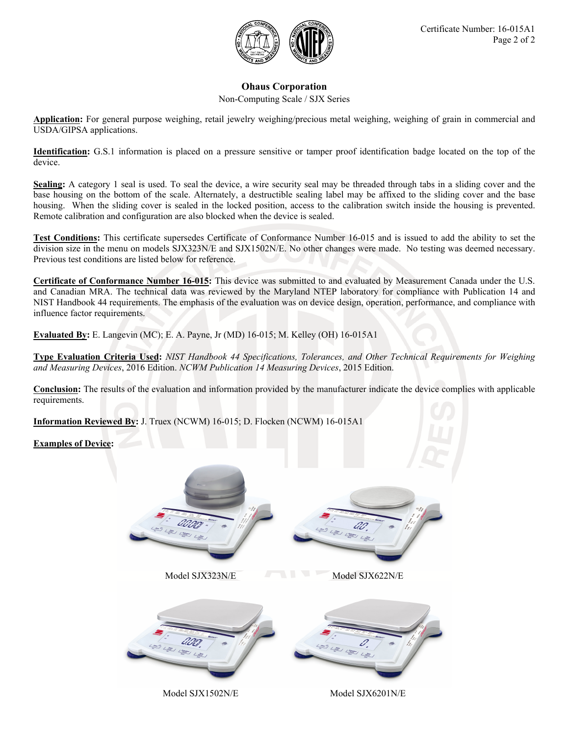**Ohaus Corporation**

Non-Computing Scale / SJX Series

**Application:** For general purpose weighing, retail jewelry weighing/precious metal weighing, weighing of grain in commercial and USDA/GIPSA applications.

**Identification:** G.S.1 information is placed on a pressure sensitive or tamper proof identification badge located on the top of the device.

**Sealing:** A category 1 seal is used. To seal the device, a wire security seal may be threaded through tabs in a sliding cover and the base housing on the bottom of the scale. Alternately, a destructible sealing label may be affixed to the sliding cover and the base housing. When the sliding cover is sealed in the locked position, access to the calibration switch inside the housing is prevented. Remote calibration and configuration are also blocked when the device is sealed.

**Test Conditions:** This certificate supersedes Certificate of Conformance Number 16-015 and is issued to add the ability to set the division size in the menu on models SJX323N/E and SJX1502N/E. No other changes were made. No testing was deemed necessary. Previous test conditions are listed below for reference.

**Certificate of Conformance Number 16-015:** This device was submitted to and evaluated by Measurement Canada under the U.S. and Canadian MRA. The technical data was reviewed by the Maryland NTEP laboratory for compliance with Publication 14 and NIST Handbook 44 requirements. The emphasis of the evaluation was on device design, operation, performance, and compliance with influence factor requirements.

**Evaluated By:** E. Langevin (MC); E. A. Payne, Jr (MD) 16-015; M. Kelley (OH) 16-015A1

**Type Evaluation Criteria Used:** *NIST Handbook 44 Specifications, Tolerances, and Other Technical Requirements for Weighing and Measuring Devices*, 2016 Edition. *NCWM Publication 14 Measuring Devices*, 2015 Edition.

**Conclusion:** The results of the evaluation and information provided by the manufacturer indicate the device complies with applicable requirements.

**Information Reviewed By:** J. Truex (NCWM) 16-015; D. Flocken (NCWM) 16-015A1

**Examples of Device:**

Model SJX323N/E

Model SJX622N/E

Model SJX1502N/E

Model SJX6201N/E